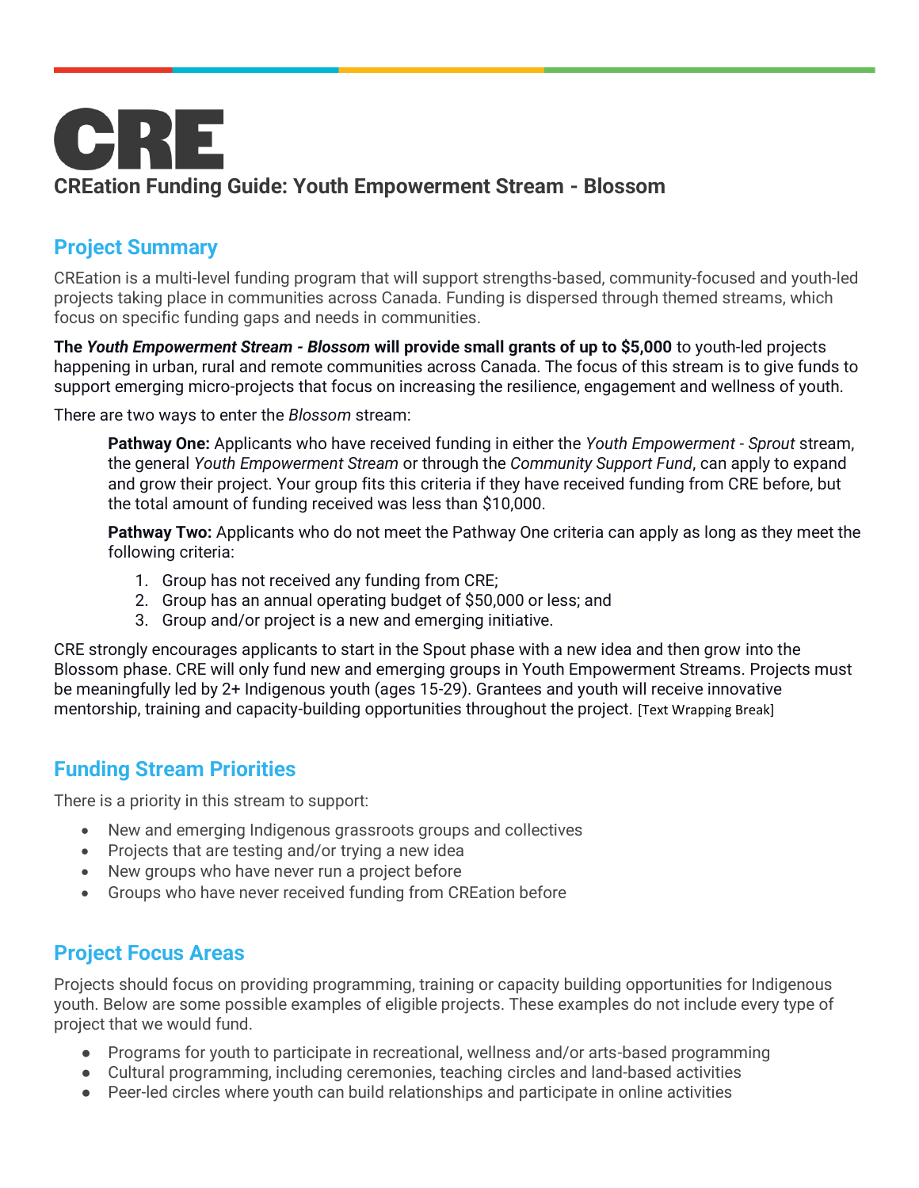# CRE

## CREation Funding Guide: Youth Empowerment Stream - Blossom

## Project Summary

CREation is a multi-level funding program that will support strengths-based, community-focused and youth-led projects taking place in communities across Canada. Funding is dispersed through themed streams, which focus on specific funding gaps and needs in communities.

**The *Youth Empowerment Stream - Blossom* will provide small grants of up to $5,000** to youth-led projects happening in urban, rural and remote communities across Canada. The focus of this stream is to give funds to support emerging micro-projects that focus on increasing the resilience, engagement and wellness of youth.

There are two ways to enter the *Blossom* stream:

> **Pathway One:** Applicants who have received funding in either the *Youth Empowerment - Sprout* stream, the general *Youth Empowerment Stream* or through the *Community Support Fund*, can apply to expand and grow their project. Your group fits this criteria if they have received funding from CRE before, but the total amount of funding received was less than $10,000.
>
> **Pathway Two:** Applicants who do not meet the Pathway One criteria can apply as long as they meet the following criteria:
>
> 1. Group has not received any funding from CRE;
> 2. Group has an annual operating budget of $50,000 or less; and
> 3. Group and/or project is a new and emerging initiative.

CRE strongly encourages applicants to start in the Spout phase with a new idea and then grow into the Blossom phase. CRE will only fund new and emerging groups in Youth Empowerment Streams. Projects must be meaningfully led by 2+ Indigenous youth (ages 15-29). Grantees and youth will receive innovative mentorship, training and capacity-building opportunities throughout the project. [Text Wrapping Break]

## Funding Stream Priorities

There is a priority in this stream to support:

- New and emerging Indigenous grassroots groups and collectives
- Projects that are testing and/or trying a new idea
- New groups who have never run a project before
- Groups who have never received funding from CREation before

## Project Focus Areas

Projects should focus on providing programming, training or capacity building opportunities for Indigenous youth. Below are some possible examples of eligible projects. These examples do not include every type of project that we would fund.

- Programs for youth to participate in recreational, wellness and/or arts-based programming
- Cultural programming, including ceremonies, teaching circles and land-based activities
- Peer-led circles where youth can build relationships and participate in online activities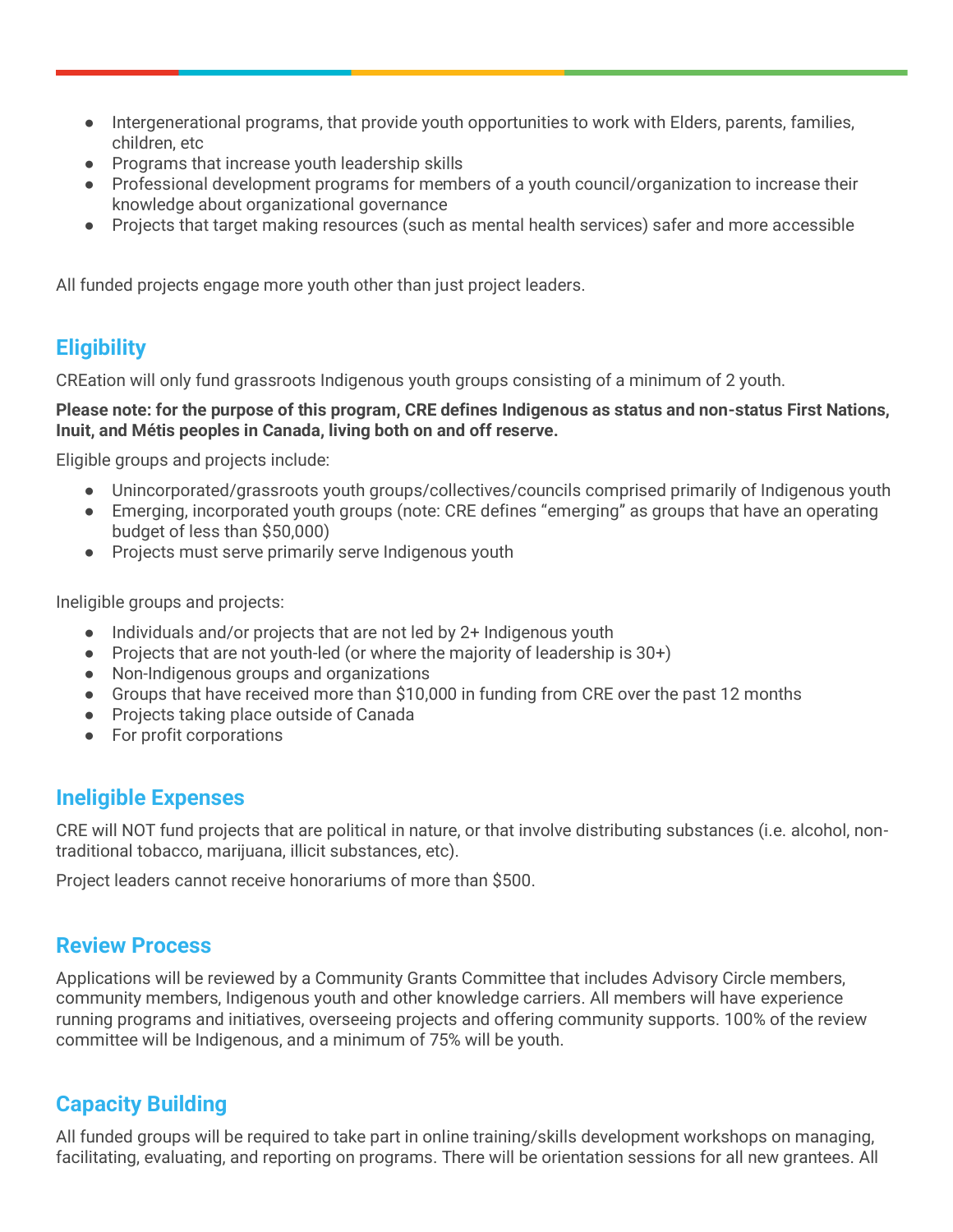- Intergenerational programs, that provide youth opportunities to work with Elders, parents, families, children, etc
- Programs that increase youth leadership skills
- Professional development programs for members of a youth council/organization to increase their knowledge about organizational governance
- Projects that target making resources (such as mental health services) safer and more accessible

All funded projects engage more youth other than just project leaders.

## Eligibility

CREation will only fund grassroots Indigenous youth groups consisting of a minimum of 2 youth.

**Please note: for the purpose of this program, CRE defines Indigenous as status and non-status First Nations, Inuit, and Métis peoples in Canada, living both on and off reserve.**

Eligible groups and projects include:

- Unincorporated/grassroots youth groups/collectives/councils comprised primarily of Indigenous youth
- Emerging, incorporated youth groups (note: CRE defines "emerging" as groups that have an operating budget of less than $50,000)
- Projects must serve primarily serve Indigenous youth

Ineligible groups and projects:

- Individuals and/or projects that are not led by 2+ Indigenous youth
- Projects that are not youth-led (or where the majority of leadership is 30+)
- Non-Indigenous groups and organizations
- Groups that have received more than $10,000 in funding from CRE over the past 12 months
- Projects taking place outside of Canada
- For profit corporations

## Ineligible Expenses

CRE will NOT fund projects that are political in nature, or that involve distributing substances (i.e. alcohol, non-traditional tobacco, marijuana, illicit substances, etc).

Project leaders cannot receive honorariums of more than $500.

## Review Process

Applications will be reviewed by a Community Grants Committee that includes Advisory Circle members, community members, Indigenous youth and other knowledge carriers. All members will have experience running programs and initiatives, overseeing projects and offering community supports. 100% of the review committee will be Indigenous, and a minimum of 75% will be youth.

## Capacity Building

All funded groups will be required to take part in online training/skills development workshops on managing, facilitating, evaluating, and reporting on programs. There will be orientation sessions for all new grantees. All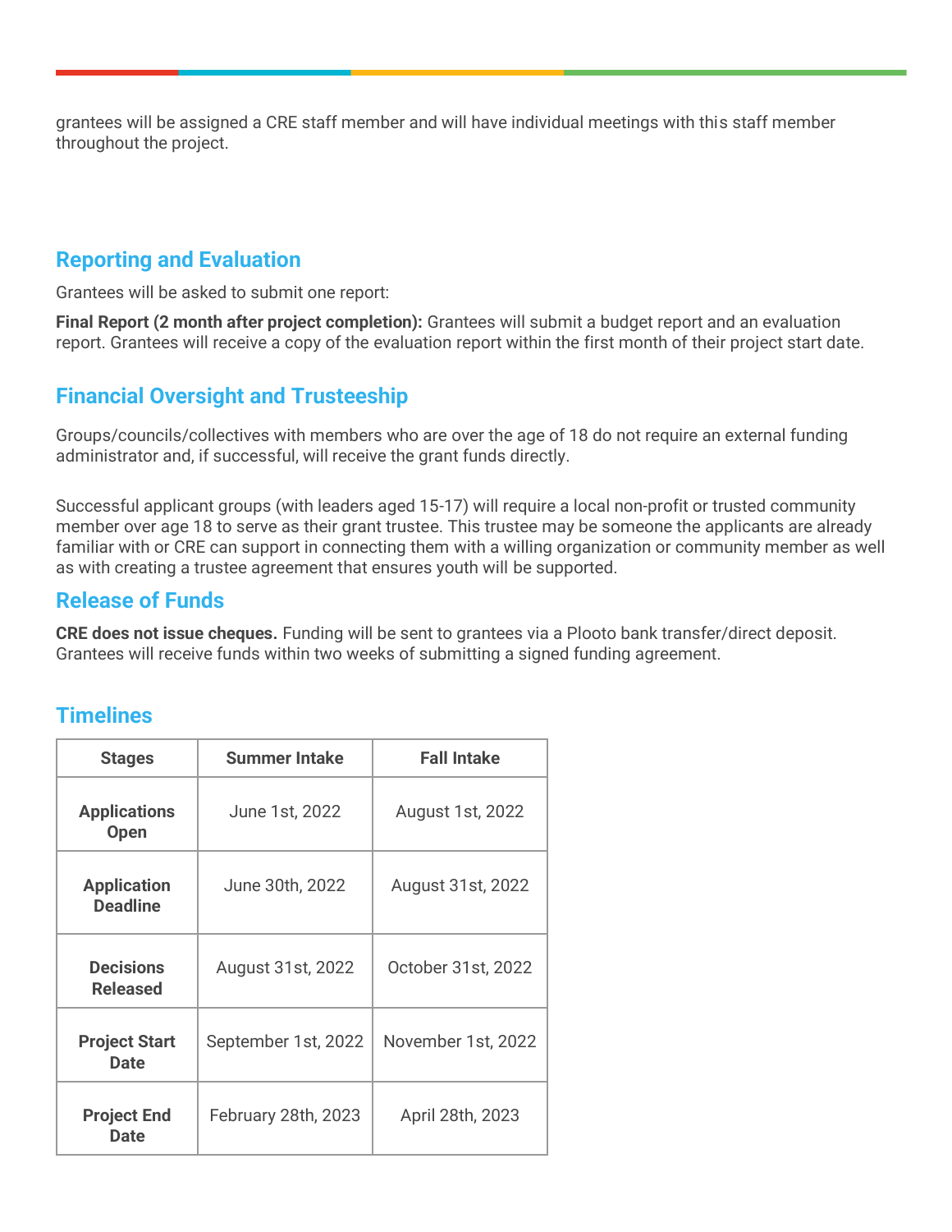grantees will be assigned a CRE staff member and will have individual meetings with this staff member throughout the project.

## Reporting and Evaluation

Grantees will be asked to submit one report:

**Final Report (2 month after project completion):** Grantees will submit a budget report and an evaluation report. Grantees will receive a copy of the evaluation report within the first month of their project start date.

## Financial Oversight and Trusteeship

Groups/councils/collectives with members who are over the age of 18 do not require an external funding administrator and, if successful, will receive the grant funds directly.

Successful applicant groups (with leaders aged 15-17) will require a local non-profit or trusted community member over age 18 to serve as their grant trustee. This trustee may be someone the applicants are already familiar with or CRE can support in connecting them with a willing organization or community member as well as with creating a trustee agreement that ensures youth will be supported.

## Release of Funds

**CRE does not issue cheques.** Funding will be sent to grantees via a Plooto bank transfer/direct deposit. Grantees will receive funds within two weeks of submitting a signed funding agreement.

## Timelines

| Stages | Summer Intake | Fall Intake |
|---|---|---|
| **Applications Open** | June 1st, 2022 | August 1st, 2022 |
| **Application Deadline** | June 30th, 2022 | August 31st, 2022 |
| **Decisions Released** | August 31st, 2022 | October 31st, 2022 |
| **Project Start Date** | September 1st, 2022 | November 1st, 2022 |
| **Project End Date** | February 28th, 2023 | April 28th, 2023 |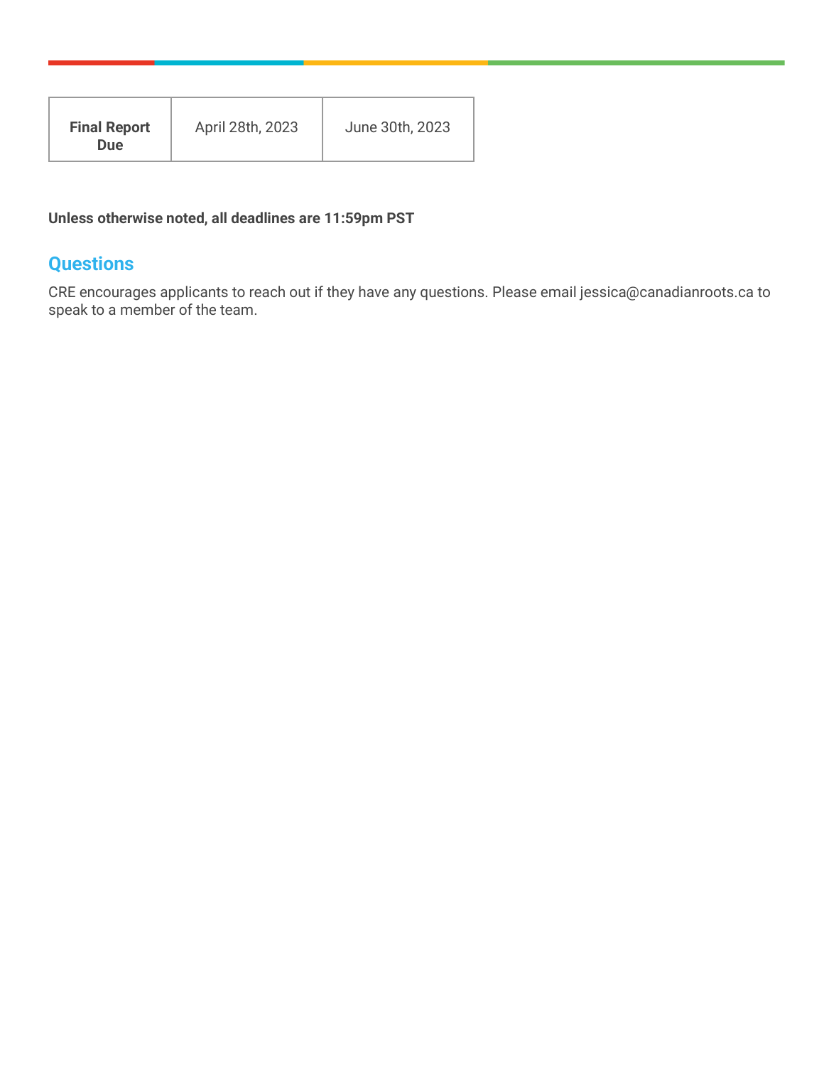| | | |
|---|---|---|
| **Final Report Due** | April 28th, 2023 | June 30th, 2023 |

**Unless otherwise noted, all deadlines are 11:59pm PST**

## Questions

CRE encourages applicants to reach out if they have any questions. Please email jessica@canadianroots.ca to speak to a member of the team.